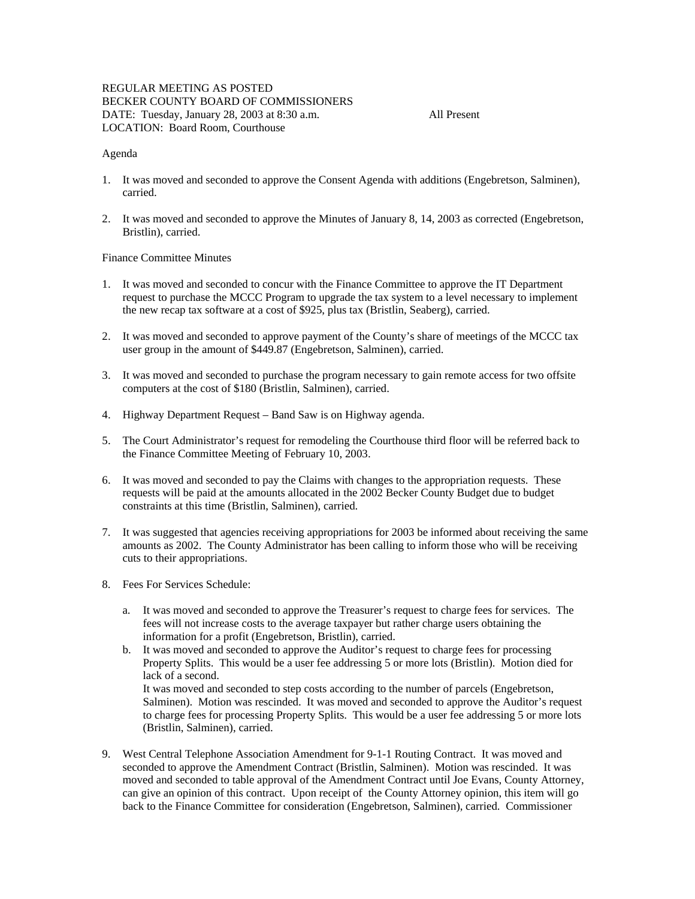REGULAR MEETING AS POSTED
BECKER COUNTY BOARD OF COMMISSIONERS
DATE: Tuesday, January 28, 2003 at 8:30 a.m. All Present
LOCATION: Board Room, Courthouse

Agenda

1. It was moved and seconded to approve the Consent Agenda with additions (Engebretson, Salminen), carried.

2. It was moved and seconded to approve the Minutes of January 8, 14, 2003 as corrected (Engebretson, Bristlin), carried.

Finance Committee Minutes

1. It was moved and seconded to concur with the Finance Committee to approve the IT Department request to purchase the MCCC Program to upgrade the tax system to a level necessary to implement the new recap tax software at a cost of $925, plus tax (Bristlin, Seaberg), carried.

2. It was moved and seconded to approve payment of the County's share of meetings of the MCCC tax user group in the amount of $449.87 (Engebretson, Salminen), carried.

3. It was moved and seconded to purchase the program necessary to gain remote access for two offsite computers at the cost of $180 (Bristlin, Salminen), carried.

4. Highway Department Request – Band Saw is on Highway agenda.

5. The Court Administrator's request for remodeling the Courthouse third floor will be referred back to the Finance Committee Meeting of February 10, 2003.

6. It was moved and seconded to pay the Claims with changes to the appropriation requests. These requests will be paid at the amounts allocated in the 2002 Becker County Budget due to budget constraints at this time (Bristlin, Salminen), carried.

7. It was suggested that agencies receiving appropriations for 2003 be informed about receiving the same amounts as 2002. The County Administrator has been calling to inform those who will be receiving cuts to their appropriations.

8. Fees For Services Schedule:

   a. It was moved and seconded to approve the Treasurer's request to charge fees for services. The fees will not increase costs to the average taxpayer but rather charge users obtaining the information for a profit (Engebretson, Bristlin), carried.
   b. It was moved and seconded to approve the Auditor's request to charge fees for processing Property Splits. This would be a user fee addressing 5 or more lots (Bristlin). Motion died for lack of a second.
   It was moved and seconded to step costs according to the number of parcels (Engebretson, Salminen). Motion was rescinded. It was moved and seconded to approve the Auditor's request to charge fees for processing Property Splits. This would be a user fee addressing 5 or more lots (Bristlin, Salminen), carried.

9. West Central Telephone Association Amendment for 9-1-1 Routing Contract. It was moved and seconded to approve the Amendment Contract (Bristlin, Salminen). Motion was rescinded. It was moved and seconded to table approval of the Amendment Contract until Joe Evans, County Attorney, can give an opinion of this contract. Upon receipt of the County Attorney opinion, this item will go back to the Finance Committee for consideration (Engebretson, Salminen), carried. Commissioner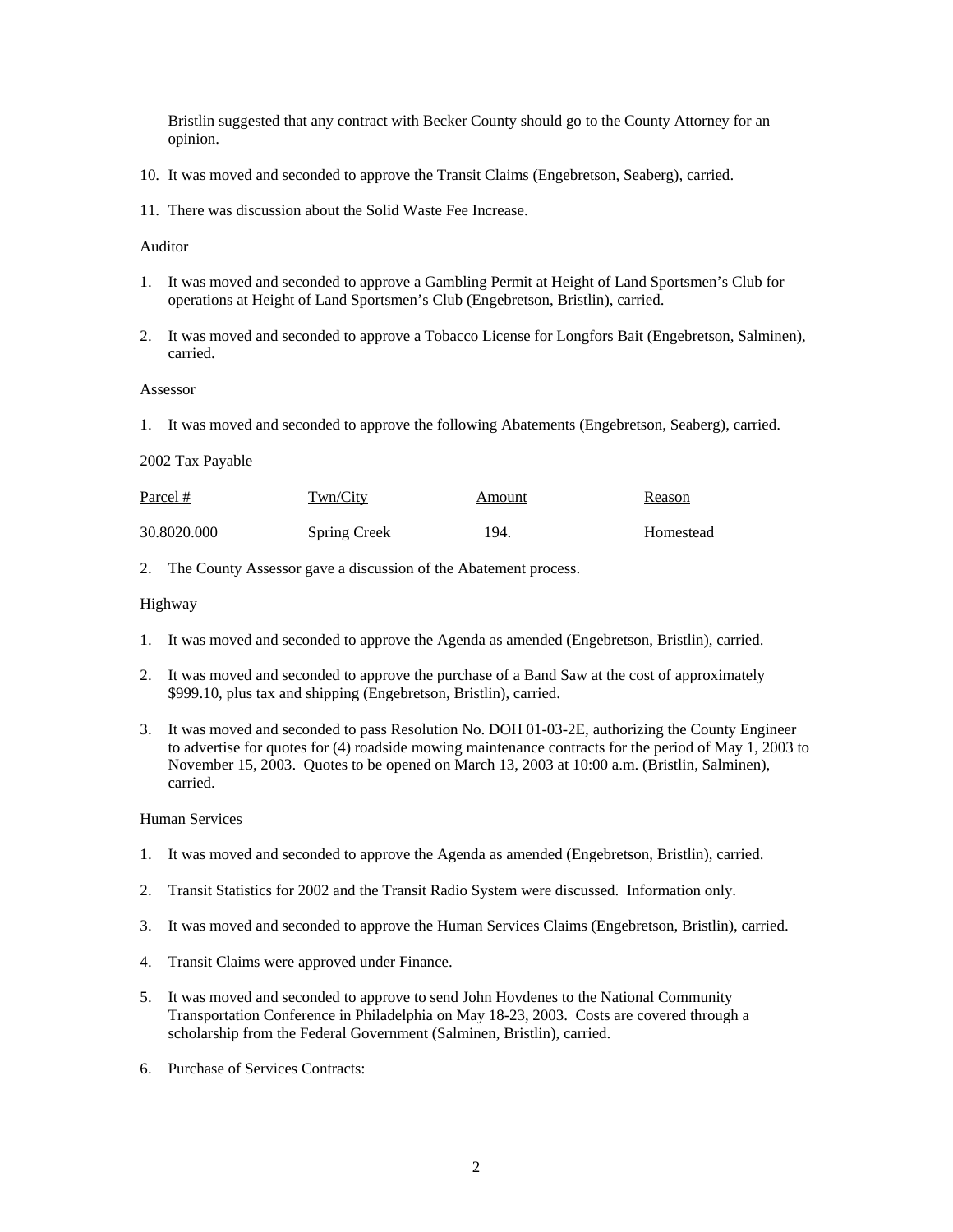Bristlin suggested that any contract with Becker County should go to the County Attorney for an opinion.

10. It was moved and seconded to approve the Transit Claims (Engebretson, Seaberg), carried.

11. There was discussion about the Solid Waste Fee Increase.

Auditor

1. It was moved and seconded to approve a Gambling Permit at Height of Land Sportsmen's Club for operations at Height of Land Sportsmen's Club (Engebretson, Bristlin), carried.

2. It was moved and seconded to approve a Tobacco License for Longfors Bait (Engebretson, Salminen), carried.

Assessor

1. It was moved and seconded to approve the following Abatements (Engebretson, Seaberg), carried.

2002 Tax Payable

| Parcel # | Twn/City | Amount | Reason |
|---|---|---|---|
| 30.8020.000 | Spring Creek | 194. | Homestead |

2. The County Assessor gave a discussion of the Abatement process.

Highway

1. It was moved and seconded to approve the Agenda as amended (Engebretson, Bristlin), carried.

2. It was moved and seconded to approve the purchase of a Band Saw at the cost of approximately $999.10, plus tax and shipping (Engebretson, Bristlin), carried.

3. It was moved and seconded to pass Resolution No. DOH 01-03-2E, authorizing the County Engineer to advertise for quotes for (4) roadside mowing maintenance contracts for the period of May 1, 2003 to November 15, 2003. Quotes to be opened on March 13, 2003 at 10:00 a.m. (Bristlin, Salminen), carried.

Human Services

1. It was moved and seconded to approve the Agenda as amended (Engebretson, Bristlin), carried.

2. Transit Statistics for 2002 and the Transit Radio System were discussed. Information only.

3. It was moved and seconded to approve the Human Services Claims (Engebretson, Bristlin), carried.

4. Transit Claims were approved under Finance.

5. It was moved and seconded to approve to send John Hovdenes to the National Community Transportation Conference in Philadelphia on May 18-23, 2003. Costs are covered through a scholarship from the Federal Government (Salminen, Bristlin), carried.

6. Purchase of Services Contracts: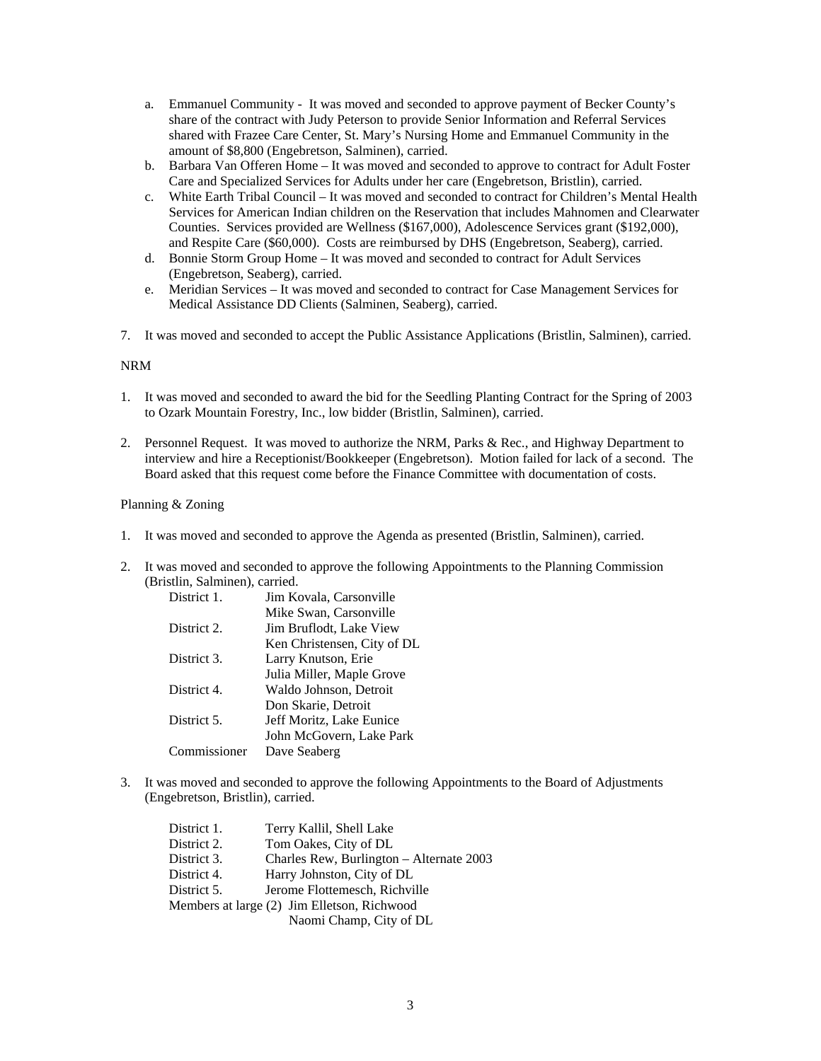a. Emmanuel Community - It was moved and seconded to approve payment of Becker County's share of the contract with Judy Peterson to provide Senior Information and Referral Services shared with Frazee Care Center, St. Mary's Nursing Home and Emmanuel Community in the amount of $8,800 (Engebretson, Salminen), carried.
b. Barbara Van Offeren Home – It was moved and seconded to approve to contract for Adult Foster Care and Specialized Services for Adults under her care (Engebretson, Bristlin), carried.
c. White Earth Tribal Council – It was moved and seconded to contract for Children's Mental Health Services for American Indian children on the Reservation that includes Mahnomen and Clearwater Counties. Services provided are Wellness ($167,000), Adolescence Services grant ($192,000), and Respite Care ($60,000). Costs are reimbursed by DHS (Engebretson, Seaberg), carried.
d. Bonnie Storm Group Home – It was moved and seconded to contract for Adult Services (Engebretson, Seaberg), carried.
e. Meridian Services – It was moved and seconded to contract for Case Management Services for Medical Assistance DD Clients (Salminen, Seaberg), carried.

7. It was moved and seconded to accept the Public Assistance Applications (Bristlin, Salminen), carried.

NRM

1. It was moved and seconded to award the bid for the Seedling Planting Contract for the Spring of 2003 to Ozark Mountain Forestry, Inc., low bidder (Bristlin, Salminen), carried.

2. Personnel Request. It was moved to authorize the NRM, Parks & Rec., and Highway Department to interview and hire a Receptionist/Bookkeeper (Engebretson). Motion failed for lack of a second. The Board asked that this request come before the Finance Committee with documentation of costs.

Planning & Zoning

1. It was moved and seconded to approve the Agenda as presented (Bristlin, Salminen), carried.

2. It was moved and seconded to approve the following Appointments to the Planning Commission (Bristlin, Salminen), carried.

| | |
|---|---|
| District 1. | Jim Kovala, Carsonville |
| | Mike Swan, Carsonville |
| District 2. | Jim Bruflodt, Lake View |
| | Ken Christensen, City of DL |
| District 3. | Larry Knutson, Erie |
| | Julia Miller, Maple Grove |
| District 4. | Waldo Johnson, Detroit |
| | Don Skarie, Detroit |
| District 5. | Jeff Moritz, Lake Eunice |
| | John McGovern, Lake Park |
| Commissioner | Dave Seaberg |

3. It was moved and seconded to approve the following Appointments to the Board of Adjustments (Engebretson, Bristlin), carried.

| | |
|---|---|
| District 1. | Terry Kallil, Shell Lake |
| District 2. | Tom Oakes, City of DL |
| District 3. | Charles Rew, Burlington – Alternate 2003 |
| District 4. | Harry Johnston, City of DL |
| District 5. | Jerome Flottemesch, Richville |
| Members at large (2) | Jim Elletson, Richwood |
| | Naomi Champ, City of DL |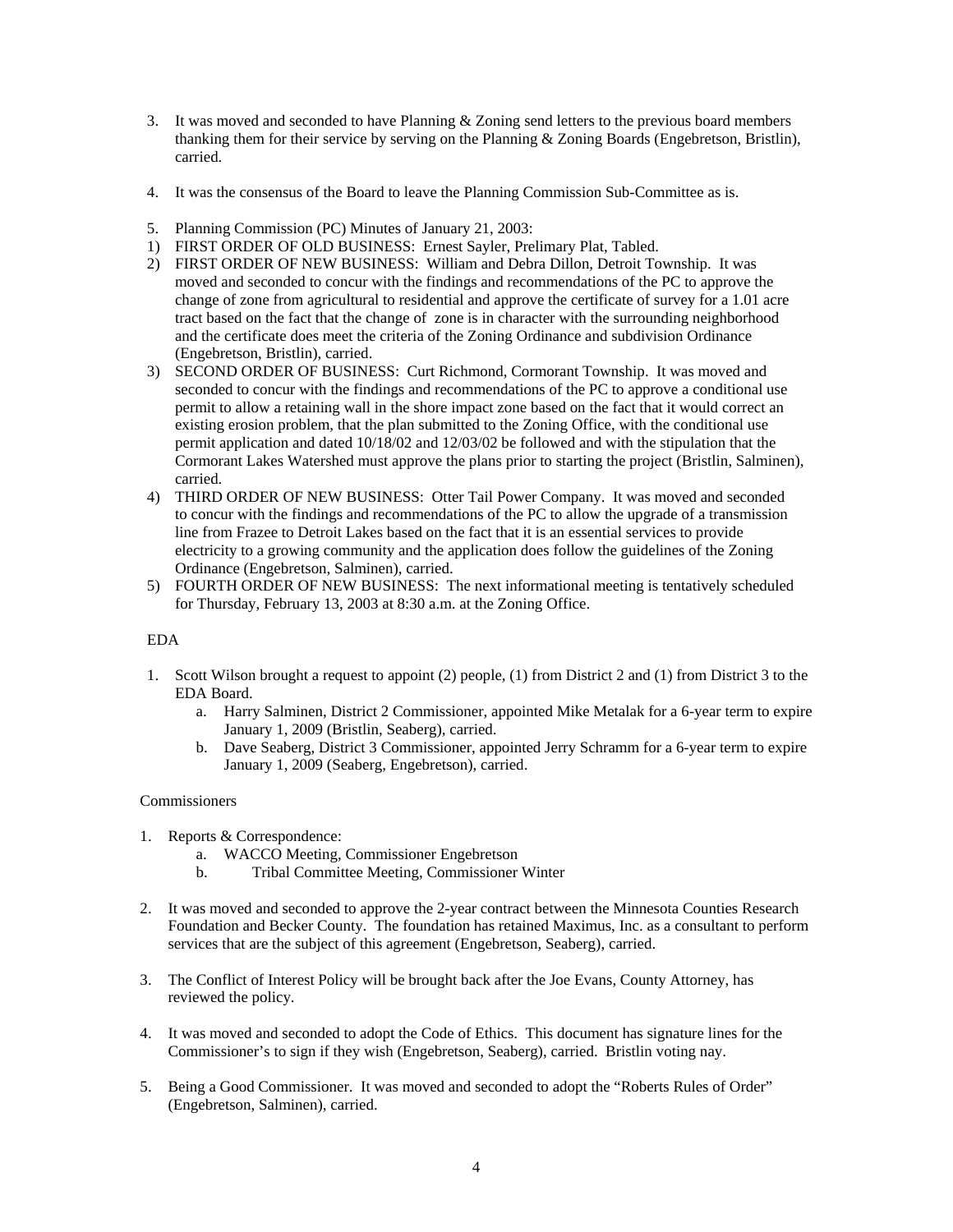3. It was moved and seconded to have Planning & Zoning send letters to the previous board members thanking them for their service by serving on the Planning & Zoning Boards (Engebretson, Bristlin), carried.

4. It was the consensus of the Board to leave the Planning Commission Sub-Committee as is.

5. Planning Commission (PC) Minutes of January 21, 2003:

1) FIRST ORDER OF OLD BUSINESS: Ernest Sayler, Prelimary Plat, Tabled.
2) FIRST ORDER OF NEW BUSINESS: William and Debra Dillon, Detroit Township. It was moved and seconded to concur with the findings and recommendations of the PC to approve the change of zone from agricultural to residential and approve the certificate of survey for a 1.01 acre tract based on the fact that the change of zone is in character with the surrounding neighborhood and the certificate does meet the criteria of the Zoning Ordinance and subdivision Ordinance (Engebretson, Bristlin), carried.
3) SECOND ORDER OF BUSINESS: Curt Richmond, Cormorant Township. It was moved and seconded to concur with the findings and recommendations of the PC to approve a conditional use permit to allow a retaining wall in the shore impact zone based on the fact that it would correct an existing erosion problem, that the plan submitted to the Zoning Office, with the conditional use permit application and dated 10/18/02 and 12/03/02 be followed and with the stipulation that the Cormorant Lakes Watershed must approve the plans prior to starting the project (Bristlin, Salminen), carried.
4) THIRD ORDER OF NEW BUSINESS: Otter Tail Power Company. It was moved and seconded to concur with the findings and recommendations of the PC to allow the upgrade of a transmission line from Frazee to Detroit Lakes based on the fact that it is an essential services to provide electricity to a growing community and the application does follow the guidelines of the Zoning Ordinance (Engebretson, Salminen), carried.
5) FOURTH ORDER OF NEW BUSINESS: The next informational meeting is tentatively scheduled for Thursday, February 13, 2003 at 8:30 a.m. at the Zoning Office.

EDA

1. Scott Wilson brought a request to appoint (2) people, (1) from District 2 and (1) from District 3 to the EDA Board.
   a. Harry Salminen, District 2 Commissioner, appointed Mike Metalak for a 6-year term to expire January 1, 2009 (Bristlin, Seaberg), carried.
   b. Dave Seaberg, District 3 Commissioner, appointed Jerry Schramm for a 6-year term to expire January 1, 2009 (Seaberg, Engebretson), carried.

Commissioners

1. Reports & Correspondence:
   a. WACCO Meeting, Commissioner Engebretson
   b. Tribal Committee Meeting, Commissioner Winter

2. It was moved and seconded to approve the 2-year contract between the Minnesota Counties Research Foundation and Becker County. The foundation has retained Maximus, Inc. as a consultant to perform services that are the subject of this agreement (Engebretson, Seaberg), carried.

3. The Conflict of Interest Policy will be brought back after the Joe Evans, County Attorney, has reviewed the policy.

4. It was moved and seconded to adopt the Code of Ethics. This document has signature lines for the Commissioner's to sign if they wish (Engebretson, Seaberg), carried. Bristlin voting nay.

5. Being a Good Commissioner. It was moved and seconded to adopt the "Roberts Rules of Order" (Engebretson, Salminen), carried.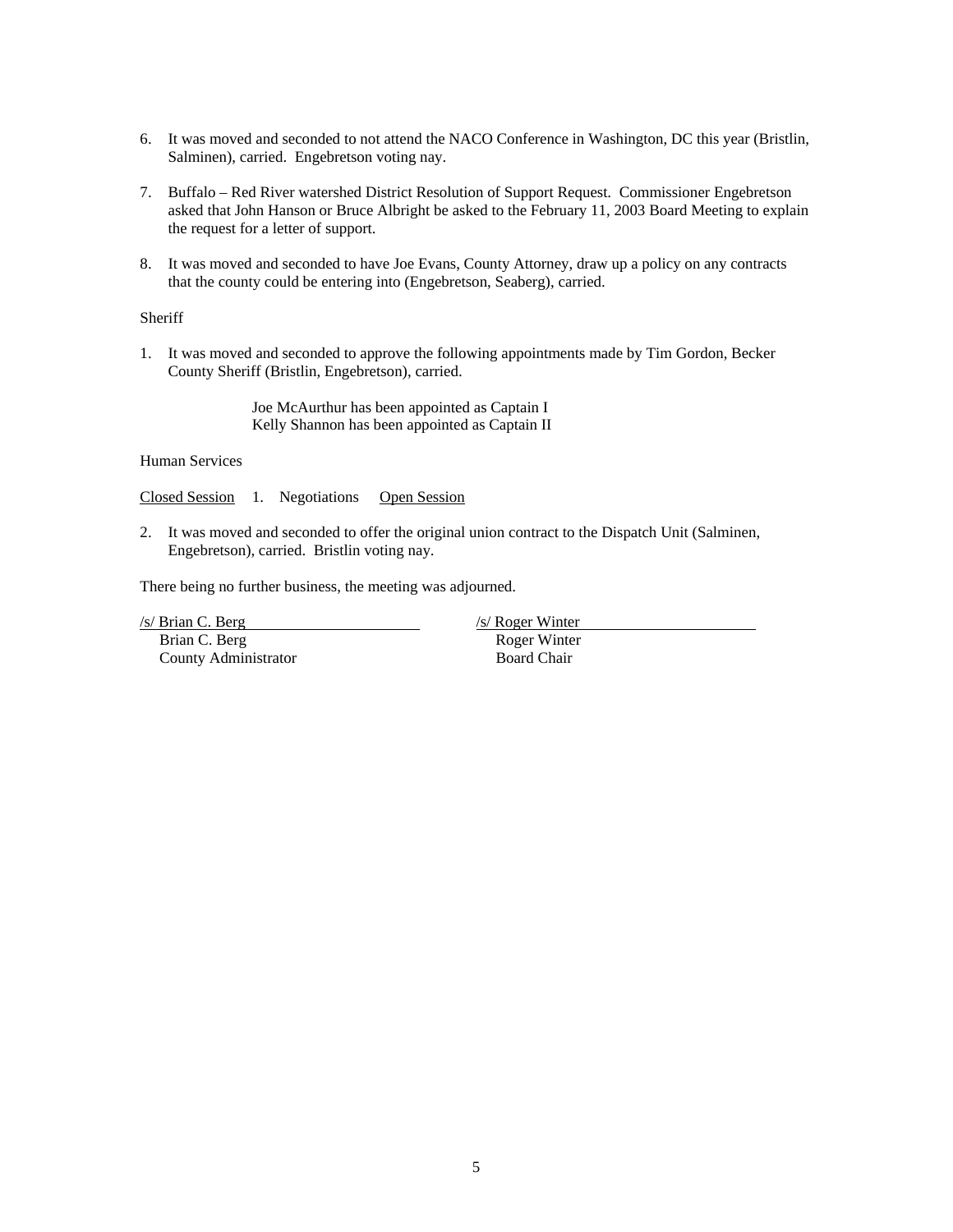6. It was moved and seconded to not attend the NACO Conference in Washington, DC this year (Bristlin, Salminen), carried. Engebretson voting nay.

7. Buffalo – Red River watershed District Resolution of Support Request. Commissioner Engebretson asked that John Hanson or Bruce Albright be asked to the February 11, 2003 Board Meeting to explain the request for a letter of support.

8. It was moved and seconded to have Joe Evans, County Attorney, draw up a policy on any contracts that the county could be entering into (Engebretson, Seaberg), carried.

Sheriff

1. It was moved and seconded to approve the following appointments made by Tim Gordon, Becker County Sheriff (Bristlin, Engebretson), carried.

   Joe McAurthur has been appointed as Captain I
   Kelly Shannon has been appointed as Captain II

Human Services

<u>Closed Session</u> 1. Negotiations <u>Open Session</u>

2. It was moved and seconded to offer the original union contract to the Dispatch Unit (Salminen, Engebretson), carried. Bristlin voting nay.

There being no further business, the meeting was adjourned.

/s/ Brian C. Berg
Brian C. Berg
County Administrator

/s/ Roger Winter
Roger Winter
Board Chair